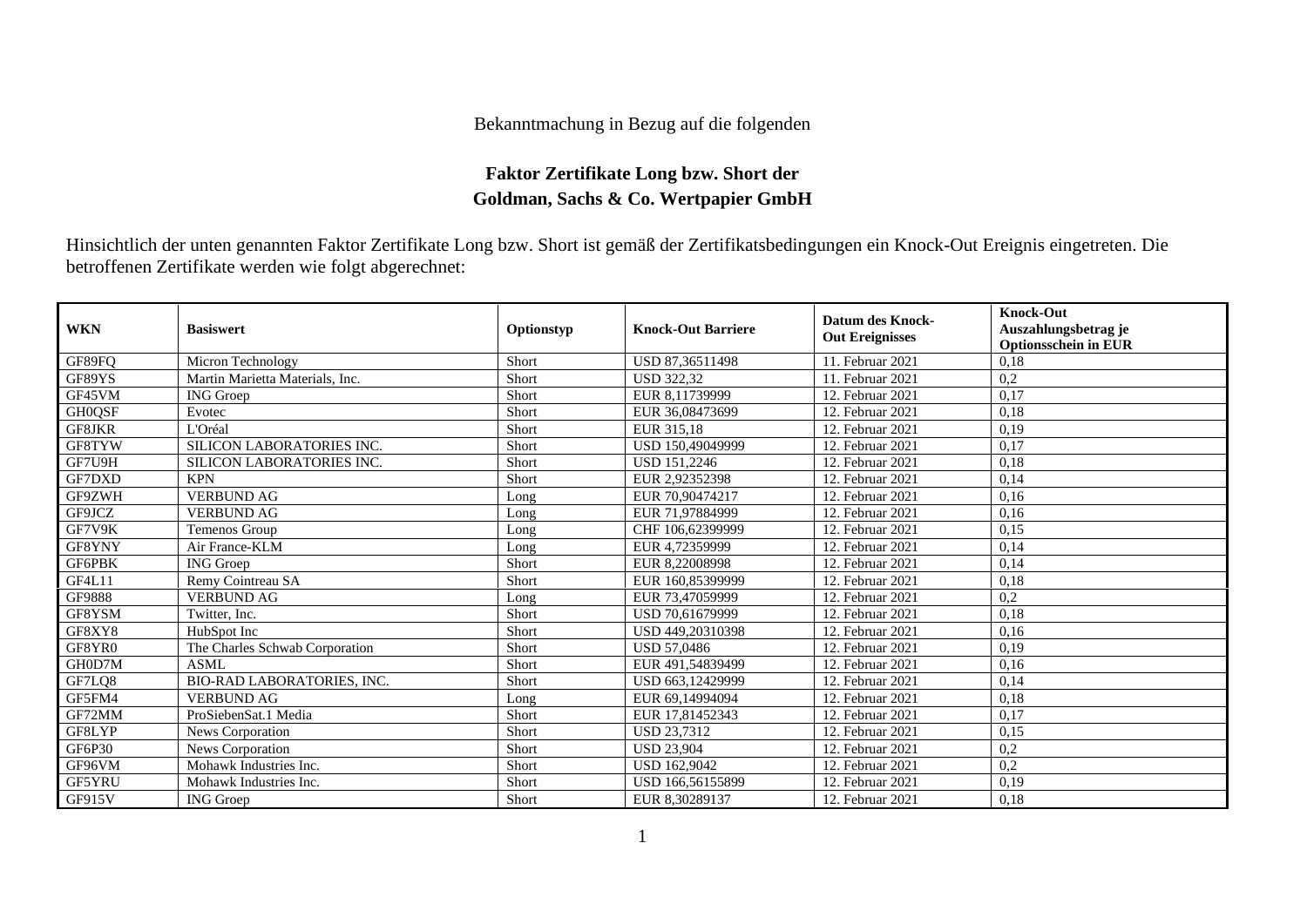Bekanntmachung in Bezug auf die folgenden

# Faktor Zertifikate Long bzw. Short der Goldman, Sachs & Co. Wertpapier GmbH

Hinsichtlich der unten genannten Faktor Zertifikate Long bzw. Short ist gemäß der Zertifikatsbedingungen ein Knock-Out Ereignis eingetreten. Die betroffenen Zertifikate werden wie folgt abgerechnet:

| WKN | Basiswert | Optionstyp | Knock-Out Barriere | Datum des Knock-Out Ereignisses | Knock-Out Auszahlungsbetrag je Optionsschein in EUR |
|---|---|---|---|---|---|
| GF89FQ | Micron Technology | Short | USD 87,36511498 | 11. Februar 2021 | 0,18 |
| GF89YS | Martin Marietta Materials, Inc. | Short | USD 322,32 | 11. Februar 2021 | 0,2 |
| GF45VM | ING Groep | Short | EUR 8,11739999 | 12. Februar 2021 | 0,17 |
| GH0QSF | Evotec | Short | EUR 36,08473699 | 12. Februar 2021 | 0,18 |
| GF8JKR | L'Oréal | Short | EUR 315,18 | 12. Februar 2021 | 0,19 |
| GF8TYW | SILICON LABORATORIES INC. | Short | USD 150,49049999 | 12. Februar 2021 | 0,17 |
| GF7U9H | SILICON LABORATORIES INC. | Short | USD 151,2246 | 12. Februar 2021 | 0,18 |
| GF7DXD | KPN | Short | EUR 2,92352398 | 12. Februar 2021 | 0,14 |
| GF9ZWH | VERBUND AG | Long | EUR 70,90474217 | 12. Februar 2021 | 0,16 |
| GF9JCZ | VERBUND AG | Long | EUR 71,97884999 | 12. Februar 2021 | 0,16 |
| GF7V9K | Temenos Group | Long | CHF 106,62399999 | 12. Februar 2021 | 0,15 |
| GF8YNY | Air France-KLM | Long | EUR 4,72359999 | 12. Februar 2021 | 0,14 |
| GF6PBK | ING Groep | Short | EUR 8,22008998 | 12. Februar 2021 | 0,14 |
| GF4L11 | Remy Cointreau SA | Short | EUR 160,85399999 | 12. Februar 2021 | 0,18 |
| GF9888 | VERBUND AG | Long | EUR 73,47059999 | 12. Februar 2021 | 0,2 |
| GF8YSM | Twitter, Inc. | Short | USD 70,61679999 | 12. Februar 2021 | 0,18 |
| GF8XY8 | HubSpot Inc | Short | USD 449,20310398 | 12. Februar 2021 | 0,16 |
| GF8YR0 | The Charles Schwab Corporation | Short | USD 57,0486 | 12. Februar 2021 | 0,19 |
| GH0D7M | ASML | Short | EUR 491,54839499 | 12. Februar 2021 | 0,16 |
| GF7LQ8 | BIO-RAD LABORATORIES, INC. | Short | USD 663,12429999 | 12. Februar 2021 | 0,14 |
| GF5FM4 | VERBUND AG | Long | EUR 69,14994094 | 12. Februar 2021 | 0,18 |
| GF72MM | ProSiebenSat.1 Media | Short | EUR 17,81452343 | 12. Februar 2021 | 0,17 |
| GF8LYP | News Corporation | Short | USD 23,7312 | 12. Februar 2021 | 0,15 |
| GF6P30 | News Corporation | Short | USD 23,904 | 12. Februar 2021 | 0,2 |
| GF96VM | Mohawk Industries Inc. | Short | USD 162,9042 | 12. Februar 2021 | 0,2 |
| GF5YRU | Mohawk Industries Inc. | Short | USD 166,56155899 | 12. Februar 2021 | 0,19 |
| GF915V | ING Groep | Short | EUR 8,30289137 | 12. Februar 2021 | 0,18 |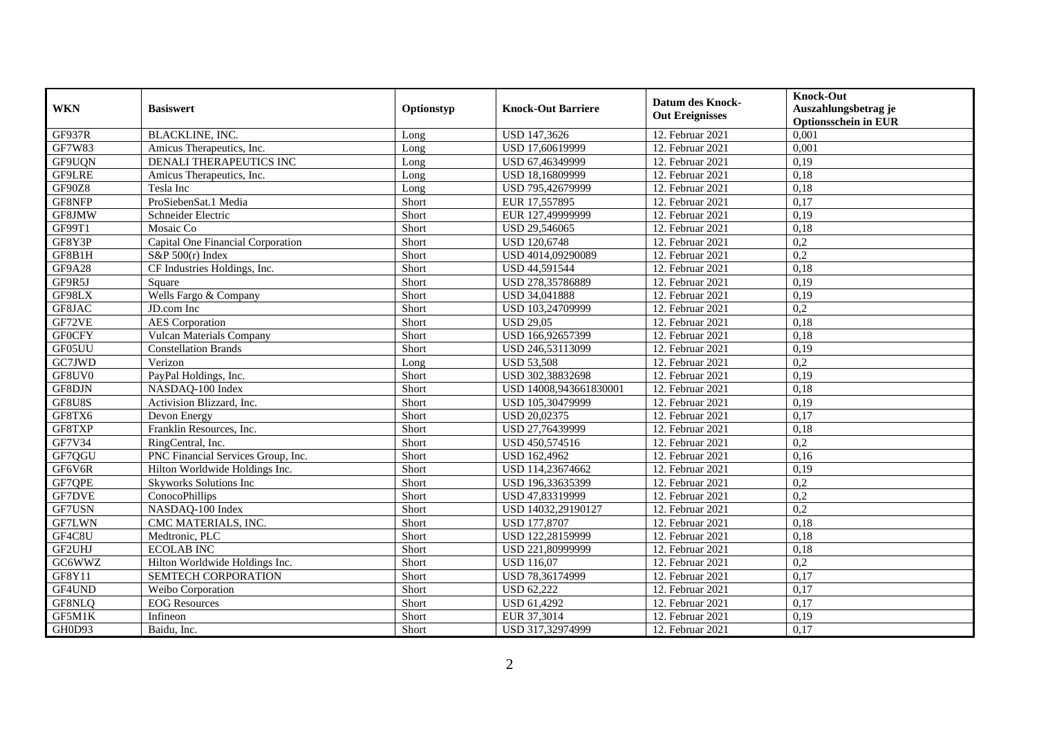| WKN | Basiswert | Optionstyp | Knock-Out Barriere | Datum des Knock-Out Ereignisses | Knock-Out Auszahlungsbetrag je Optionsschein in EUR |
|---|---|---|---|---|---|
| GF937R | BLACKLINE, INC. | Long | USD 147,3626 | 12. Februar 2021 | 0,001 |
| GF7W83 | Amicus Therapeutics, Inc. | Long | USD 17,60619999 | 12. Februar 2021 | 0,001 |
| GF9UQN | DENALI THERAPEUTICS INC | Long | USD 67,46349999 | 12. Februar 2021 | 0,19 |
| GF9LRE | Amicus Therapeutics, Inc. | Long | USD 18,16809999 | 12. Februar 2021 | 0,18 |
| GF90Z8 | Tesla Inc | Long | USD 795,42679999 | 12. Februar 2021 | 0,18 |
| GF8NFP | ProSiebenSat.1 Media | Short | EUR 17,557895 | 12. Februar 2021 | 0,17 |
| GF8JMW | Schneider Electric | Short | EUR 127,49999999 | 12. Februar 2021 | 0,19 |
| GF99T1 | Mosaic Co | Short | USD 29,546065 | 12. Februar 2021 | 0,18 |
| GF8Y3P | Capital One Financial Corporation | Short | USD 120,6748 | 12. Februar 2021 | 0,2 |
| GF8B1H | S&P 500(r) Index | Short | USD 4014,09290089 | 12. Februar 2021 | 0,2 |
| GF9A28 | CF Industries Holdings, Inc. | Short | USD 44,591544 | 12. Februar 2021 | 0,18 |
| GF9R5J | Square | Short | USD 278,35786889 | 12. Februar 2021 | 0,19 |
| GF98LX | Wells Fargo & Company | Short | USD 34,041888 | 12. Februar 2021 | 0,19 |
| GF8JAC | JD.com Inc | Short | USD 103,24709999 | 12. Februar 2021 | 0,2 |
| GF72VE | AES Corporation | Short | USD 29,05 | 12. Februar 2021 | 0,18 |
| GF0CFY | Vulcan Materials Company | Short | USD 166,92657399 | 12. Februar 2021 | 0,18 |
| GF05UU | Constellation Brands | Short | USD 246,53113099 | 12. Februar 2021 | 0,19 |
| GC7JWD | Verizon | Long | USD 53,508 | 12. Februar 2021 | 0,2 |
| GF8UV0 | PayPal Holdings, Inc. | Short | USD 302,38832698 | 12. Februar 2021 | 0,19 |
| GF8DJN | NASDAQ-100 Index | Short | USD 14008,943661830001 | 12. Februar 2021 | 0,18 |
| GF8U8S | Activision Blizzard, Inc. | Short | USD 105,30479999 | 12. Februar 2021 | 0,19 |
| GF8TX6 | Devon Energy | Short | USD 20,02375 | 12. Februar 2021 | 0,17 |
| GF8TXP | Franklin Resources, Inc. | Short | USD 27,76439999 | 12. Februar 2021 | 0,18 |
| GF7V34 | RingCentral, Inc. | Short | USD 450,574516 | 12. Februar 2021 | 0,2 |
| GF7QGU | PNC Financial Services Group, Inc. | Short | USD 162,4962 | 12. Februar 2021 | 0,16 |
| GF6V6R | Hilton Worldwide Holdings Inc. | Short | USD 114,23674662 | 12. Februar 2021 | 0,19 |
| GF7QPE | Skyworks Solutions Inc | Short | USD 196,33635399 | 12. Februar 2021 | 0,2 |
| GF7DVE | ConocoPhillips | Short | USD 47,83319999 | 12. Februar 2021 | 0,2 |
| GF7USN | NASDAQ-100 Index | Short | USD 14032,29190127 | 12. Februar 2021 | 0,2 |
| GF7LWN | CMC MATERIALS, INC. | Short | USD 177,8707 | 12. Februar 2021 | 0,18 |
| GF4C8U | Medtronic, PLC | Short | USD 122,28159999 | 12. Februar 2021 | 0,18 |
| GF2UHJ | ECOLAB INC | Short | USD 221,80999999 | 12. Februar 2021 | 0,18 |
| GC6WWZ | Hilton Worldwide Holdings Inc. | Short | USD 116,07 | 12. Februar 2021 | 0,2 |
| GF8Y11 | SEMTECH CORPORATION | Short | USD 78,36174999 | 12. Februar 2021 | 0,17 |
| GF4UND | Weibo Corporation | Short | USD 62,222 | 12. Februar 2021 | 0,17 |
| GF8NLQ | EOG Resources | Short | USD 61,4292 | 12. Februar 2021 | 0,17 |
| GF5M1K | Infineon | Short | EUR 37,3014 | 12. Februar 2021 | 0,19 |
| GH0D93 | Baidu, Inc. | Short | USD 317,32974999 | 12. Februar 2021 | 0,17 |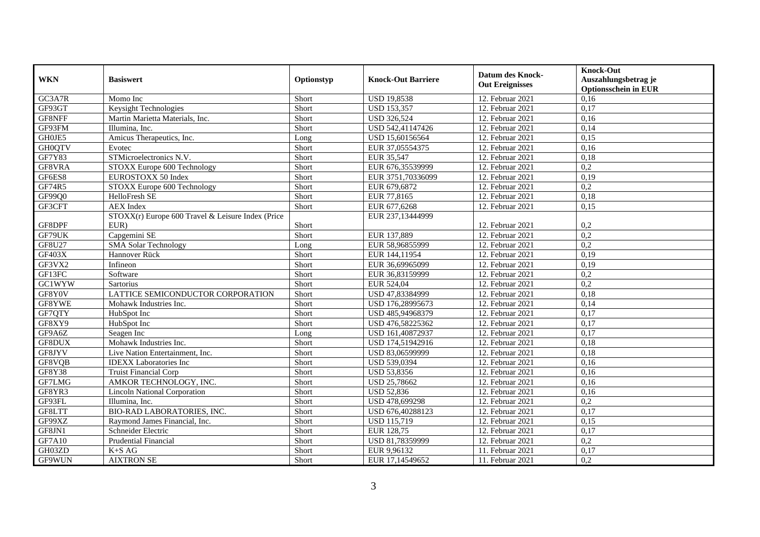| WKN | Basiswert | Optionstyp | Knock-Out Barriere | Datum des Knock-Out Ereignisses | Knock-Out Auszahlungsbetrag je Optionsschein in EUR |
|---|---|---|---|---|---|
| GC3A7R | Momo Inc | Short | USD 19,8538 | 12. Februar 2021 | 0,16 |
| GF93GT | Keysight Technologies | Short | USD 153,357 | 12. Februar 2021 | 0,17 |
| GF8NFF | Martin Marietta Materials, Inc. | Short | USD 326,524 | 12. Februar 2021 | 0,16 |
| GF93FM | Illumina, Inc. | Short | USD 542,41147426 | 12. Februar 2021 | 0,14 |
| GH0JE5 | Amicus Therapeutics, Inc. | Long | USD 15,60156564 | 12. Februar 2021 | 0,15 |
| GH0QTV | Evotec | Short | EUR 37,05554375 | 12. Februar 2021 | 0,16 |
| GF7Y83 | STMicroelectronics N.V. | Short | EUR 35,547 | 12. Februar 2021 | 0,18 |
| GF8VRA | STOXX Europe 600 Technology | Short | EUR 676,35539999 | 12. Februar 2021 | 0,2 |
| GF6ES8 | EUROSTOXX 50 Index | Short | EUR 3751,70336099 | 12. Februar 2021 | 0,19 |
| GF74R5 | STOXX Europe 600 Technology | Short | EUR 679,6872 | 12. Februar 2021 | 0,2 |
| GF99Q0 | HelloFresh SE | Short | EUR 77,8165 | 12. Februar 2021 | 0,18 |
| GF3CFT | AEX Index | Short | EUR 677,6268 | 12. Februar 2021 | 0,15 |
| GF8DPF | STOXX(r) Europe 600 Travel & Leisure Index (Price EUR) | Short | EUR 237,13444999 | 12. Februar 2021 | 0,2 |
| GF79UK | Capgemini SE | Short | EUR 137,889 | 12. Februar 2021 | 0,2 |
| GF8U27 | SMA Solar Technology | Long | EUR 58,96855999 | 12. Februar 2021 | 0,2 |
| GF403X | Hannover Rück | Short | EUR 144,11954 | 12. Februar 2021 | 0,19 |
| GF3VX2 | Infineon | Short | EUR 36,69965099 | 12. Februar 2021 | 0,19 |
| GF13FC | Software | Short | EUR 36,83159999 | 12. Februar 2021 | 0,2 |
| GC1WYW | Sartorius | Short | EUR 524,04 | 12. Februar 2021 | 0,2 |
| GF8Y0V | LATTICE SEMICONDUCTOR CORPORATION | Short | USD 47,83384999 | 12. Februar 2021 | 0,18 |
| GF8YWE | Mohawk Industries Inc. | Short | USD 176,28995673 | 12. Februar 2021 | 0,14 |
| GF7QTY | HubSpot Inc | Short | USD 485,94968379 | 12. Februar 2021 | 0,17 |
| GF8XY9 | HubSpot Inc | Short | USD 476,58225362 | 12. Februar 2021 | 0,17 |
| GF9A6Z | Seagen Inc | Long | USD 161,40872937 | 12. Februar 2021 | 0,17 |
| GF8DUX | Mohawk Industries Inc. | Short | USD 174,51942916 | 12. Februar 2021 | 0,18 |
| GF8JYV | Live Nation Entertainment, Inc. | Short | USD 83,06599999 | 12. Februar 2021 | 0,18 |
| GF8VQB | IDEXX Laboratories Inc | Short | USD 539,0394 | 12. Februar 2021 | 0,16 |
| GF8Y38 | Truist Financial Corp | Short | USD 53,8356 | 12. Februar 2021 | 0,16 |
| GF7LMG | AMKOR TECHNOLOGY, INC. | Short | USD 25,78662 | 12. Februar 2021 | 0,16 |
| GF8YR3 | Lincoln National Corporation | Short | USD 52,836 | 12. Februar 2021 | 0,16 |
| GF93FL | Illumina, Inc. | Short | USD 478,699298 | 12. Februar 2021 | 0,2 |
| GF8LTT | BIO-RAD LABORATORIES, INC. | Short | USD 676,40288123 | 12. Februar 2021 | 0,17 |
| GF99XZ | Raymond James Financial, Inc. | Short | USD 115,719 | 12. Februar 2021 | 0,15 |
| GF8JN1 | Schneider Electric | Short | EUR 128,75 | 12. Februar 2021 | 0,17 |
| GF7A10 | Prudential Financial | Short | USD 81,78359999 | 12. Februar 2021 | 0,2 |
| GH03ZD | K+S AG | Short | EUR 9,96132 | 11. Februar 2021 | 0,17 |
| GF9WUN | AIXTRON SE | Short | EUR 17,14549652 | 11. Februar 2021 | 0,2 |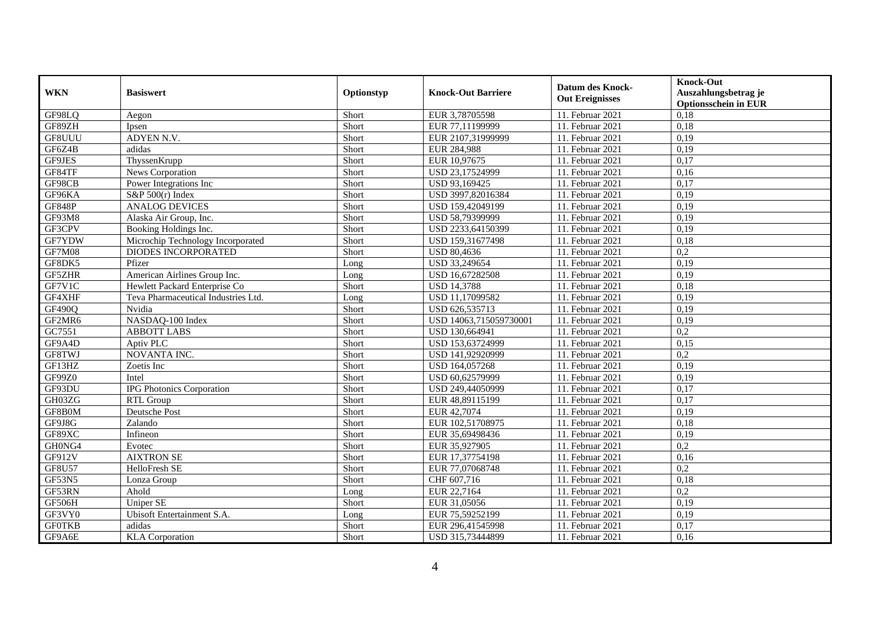| WKN | Basiswert | Optionstyp | Knock-Out Barriere | Datum des Knock-Out Ereignisses | Knock-Out Auszahlungsbetrag je Optionsschein in EUR |
|---|---|---|---|---|---|
| GF98LQ | Aegon | Short | EUR 3,78705598 | 11. Februar 2021 | 0,18 |
| GF89ZH | Ipsen | Short | EUR 77,11199999 | 11. Februar 2021 | 0,18 |
| GF8UUU | ADYEN N.V. | Short | EUR 2107,31999999 | 11. Februar 2021 | 0,19 |
| GF6Z4B | adidas | Short | EUR 284,988 | 11. Februar 2021 | 0,19 |
| GF9JES | ThyssenKrupp | Short | EUR 10,97675 | 11. Februar 2021 | 0,17 |
| GF84TF | News Corporation | Short | USD 23,17524999 | 11. Februar 2021 | 0,16 |
| GF98CB | Power Integrations Inc | Short | USD 93,169425 | 11. Februar 2021 | 0,17 |
| GF96KA | S&P 500(r) Index | Short | USD 3997,82016384 | 11. Februar 2021 | 0,19 |
| GF848P | ANALOG DEVICES | Short | USD 159,42049199 | 11. Februar 2021 | 0,19 |
| GF93M8 | Alaska Air Group, Inc. | Short | USD 58,79399999 | 11. Februar 2021 | 0,19 |
| GF3CPV | Booking Holdings Inc. | Short | USD 2233,64150399 | 11. Februar 2021 | 0,19 |
| GF7YDW | Microchip Technology Incorporated | Short | USD 159,31677498 | 11. Februar 2021 | 0,18 |
| GF7M08 | DIODES INCORPORATED | Short | USD 80,4636 | 11. Februar 2021 | 0,2 |
| GF8DK5 | Pfizer | Long | USD 33,249654 | 11. Februar 2021 | 0,19 |
| GF5ZHR | American Airlines Group Inc. | Long | USD 16,67282508 | 11. Februar 2021 | 0,19 |
| GF7V1C | Hewlett Packard Enterprise Co | Short | USD 14,3788 | 11. Februar 2021 | 0,18 |
| GF4XHF | Teva Pharmaceutical Industries Ltd. | Long | USD 11,17099582 | 11. Februar 2021 | 0,19 |
| GF490Q | Nvidia | Short | USD 626,535713 | 11. Februar 2021 | 0,19 |
| GF2MR6 | NASDAQ-100 Index | Short | USD 14063,715059730001 | 11. Februar 2021 | 0,19 |
| GC7551 | ABBOTT LABS | Short | USD 130,664941 | 11. Februar 2021 | 0,2 |
| GF9A4D | Aptiv PLC | Short | USD 153,63724999 | 11. Februar 2021 | 0,15 |
| GF8TWJ | NOVANTA INC. | Short | USD 141,92920999 | 11. Februar 2021 | 0,2 |
| GF13HZ | Zoetis Inc | Short | USD 164,057268 | 11. Februar 2021 | 0,19 |
| GF99Z0 | Intel | Short | USD 60,62579999 | 11. Februar 2021 | 0,19 |
| GF93DU | IPG Photonics Corporation | Short | USD 249,44050999 | 11. Februar 2021 | 0,17 |
| GH03ZG | RTL Group | Short | EUR 48,89115199 | 11. Februar 2021 | 0,17 |
| GF8B0M | Deutsche Post | Short | EUR 42,7074 | 11. Februar 2021 | 0,19 |
| GF9J8G | Zalando | Short | EUR 102,51708975 | 11. Februar 2021 | 0,18 |
| GF89XC | Infineon | Short | EUR 35,69498436 | 11. Februar 2021 | 0,19 |
| GH0NG4 | Evotec | Short | EUR 35,927905 | 11. Februar 2021 | 0,2 |
| GF912V | AIXTRON SE | Short | EUR 17,37754198 | 11. Februar 2021 | 0,16 |
| GF8U57 | HelloFresh SE | Short | EUR 77,07068748 | 11. Februar 2021 | 0,2 |
| GF53N5 | Lonza Group | Short | CHF 607,716 | 11. Februar 2021 | 0,18 |
| GF53RN | Ahold | Long | EUR 22,7164 | 11. Februar 2021 | 0,2 |
| GF506H | Uniper SE | Short | EUR 31,05056 | 11. Februar 2021 | 0,19 |
| GF3VY0 | Ubisoft Entertainment S.A. | Long | EUR 75,59252199 | 11. Februar 2021 | 0,19 |
| GF0TKB | adidas | Short | EUR 296,41545998 | 11. Februar 2021 | 0,17 |
| GF9A6E | KLA Corporation | Short | USD 315,73444899 | 11. Februar 2021 | 0,16 |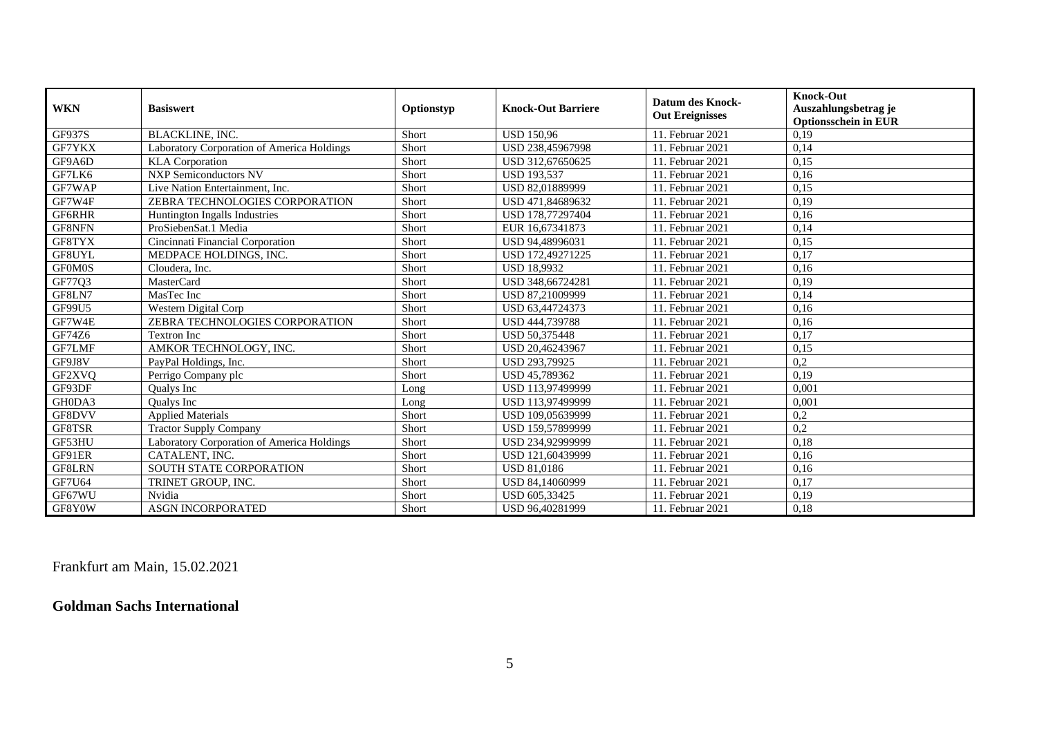| WKN | Basiswert | Optionstyp | Knock-Out Barriere | Datum des Knock-Out Ereignisses | Knock-Out Auszahlungsbetrag je Optionsschein in EUR |
|---|---|---|---|---|---|
| GF937S | BLACKLINE, INC. | Short | USD 150,96 | 11. Februar 2021 | 0,19 |
| GF7YKX | Laboratory Corporation of America Holdings | Short | USD 238,45967998 | 11. Februar 2021 | 0,14 |
| GF9A6D | KLA Corporation | Short | USD 312,67650625 | 11. Februar 2021 | 0,15 |
| GF7LK6 | NXP Semiconductors NV | Short | USD 193,537 | 11. Februar 2021 | 0,16 |
| GF7WAP | Live Nation Entertainment, Inc. | Short | USD 82,01889999 | 11. Februar 2021 | 0,15 |
| GF7W4F | ZEBRA TECHNOLOGIES CORPORATION | Short | USD 471,84689632 | 11. Februar 2021 | 0,19 |
| GF6RHR | Huntington Ingalls Industries | Short | USD 178,77297404 | 11. Februar 2021 | 0,16 |
| GF8NFN | ProSiebenSat.1 Media | Short | EUR 16,67341873 | 11. Februar 2021 | 0,14 |
| GF8TYX | Cincinnati Financial Corporation | Short | USD 94,48996031 | 11. Februar 2021 | 0,15 |
| GF8UYL | MEDPACE HOLDINGS, INC. | Short | USD 172,49271225 | 11. Februar 2021 | 0,17 |
| GF0M0S | Cloudera, Inc. | Short | USD 18,9932 | 11. Februar 2021 | 0,16 |
| GF77Q3 | MasterCard | Short | USD 348,66724281 | 11. Februar 2021 | 0,19 |
| GF8LN7 | MasTec Inc | Short | USD 87,21009999 | 11. Februar 2021 | 0,14 |
| GF99U5 | Western Digital Corp | Short | USD 63,44724373 | 11. Februar 2021 | 0,16 |
| GF7W4E | ZEBRA TECHNOLOGIES CORPORATION | Short | USD 444,739788 | 11. Februar 2021 | 0,16 |
| GF74Z6 | Textron Inc | Short | USD 50,375448 | 11. Februar 2021 | 0,17 |
| GF7LMF | AMKOR TECHNOLOGY, INC. | Short | USD 20,46243967 | 11. Februar 2021 | 0,15 |
| GF9J8V | PayPal Holdings, Inc. | Short | USD 293,79925 | 11. Februar 2021 | 0,2 |
| GF2XVQ | Perrigo Company plc | Short | USD 45,789362 | 11. Februar 2021 | 0,19 |
| GF93DF | Qualys Inc | Long | USD 113,97499999 | 11. Februar 2021 | 0,001 |
| GH0DA3 | Qualys Inc | Long | USD 113,97499999 | 11. Februar 2021 | 0,001 |
| GF8DVV | Applied Materials | Short | USD 109,05639999 | 11. Februar 2021 | 0,2 |
| GF8TSR | Tractor Supply Company | Short | USD 159,57899999 | 11. Februar 2021 | 0,2 |
| GF53HU | Laboratory Corporation of America Holdings | Short | USD 234,92999999 | 11. Februar 2021 | 0,18 |
| GF91ER | CATALENT, INC. | Short | USD 121,60439999 | 11. Februar 2021 | 0,16 |
| GF8LRN | SOUTH STATE CORPORATION | Short | USD 81,0186 | 11. Februar 2021 | 0,16 |
| GF7U64 | TRINET GROUP, INC. | Short | USD 84,14060999 | 11. Februar 2021 | 0,17 |
| GF67WU | Nvidia | Short | USD 605,33425 | 11. Februar 2021 | 0,19 |
| GF8Y0W | ASGN INCORPORATED | Short | USD 96,40281999 | 11. Februar 2021 | 0,18 |

Frankfurt am Main, 15.02.2021

**Goldman Sachs International**